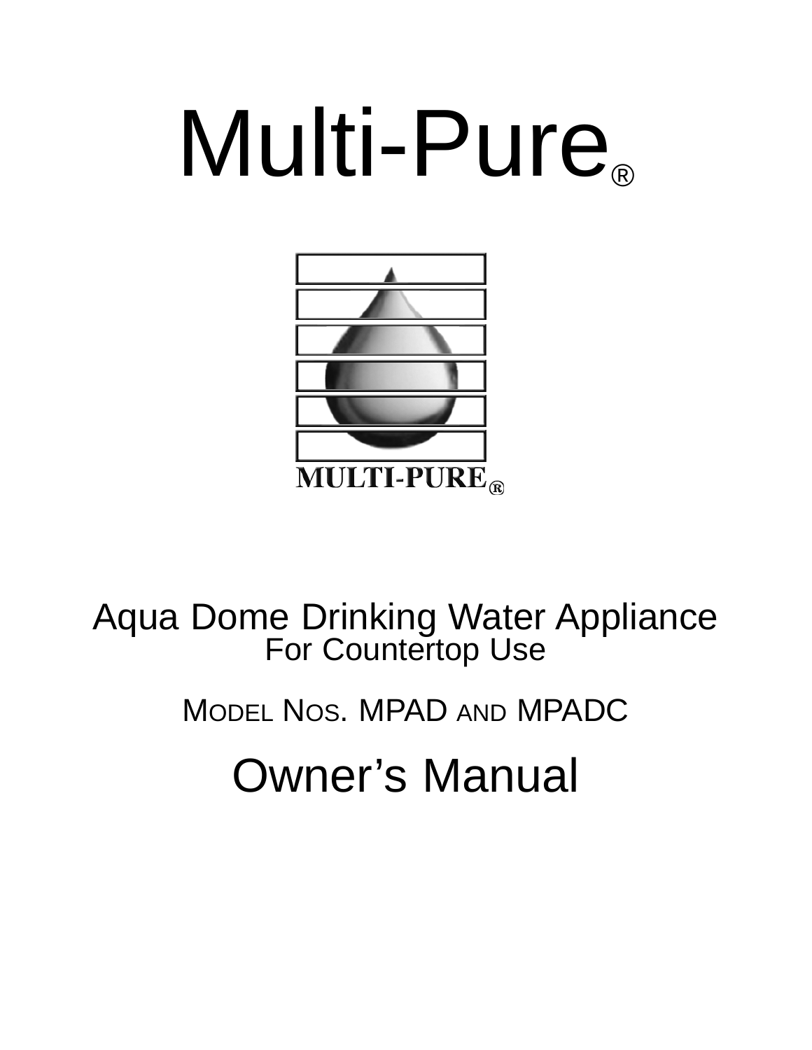# Multi-Pure®

MULTI-PURE®

## Aqua Dome Drinking Water Appliance
For Countertop Use

MODEL NOS. MPAD AND MPADC

# Owner's Manual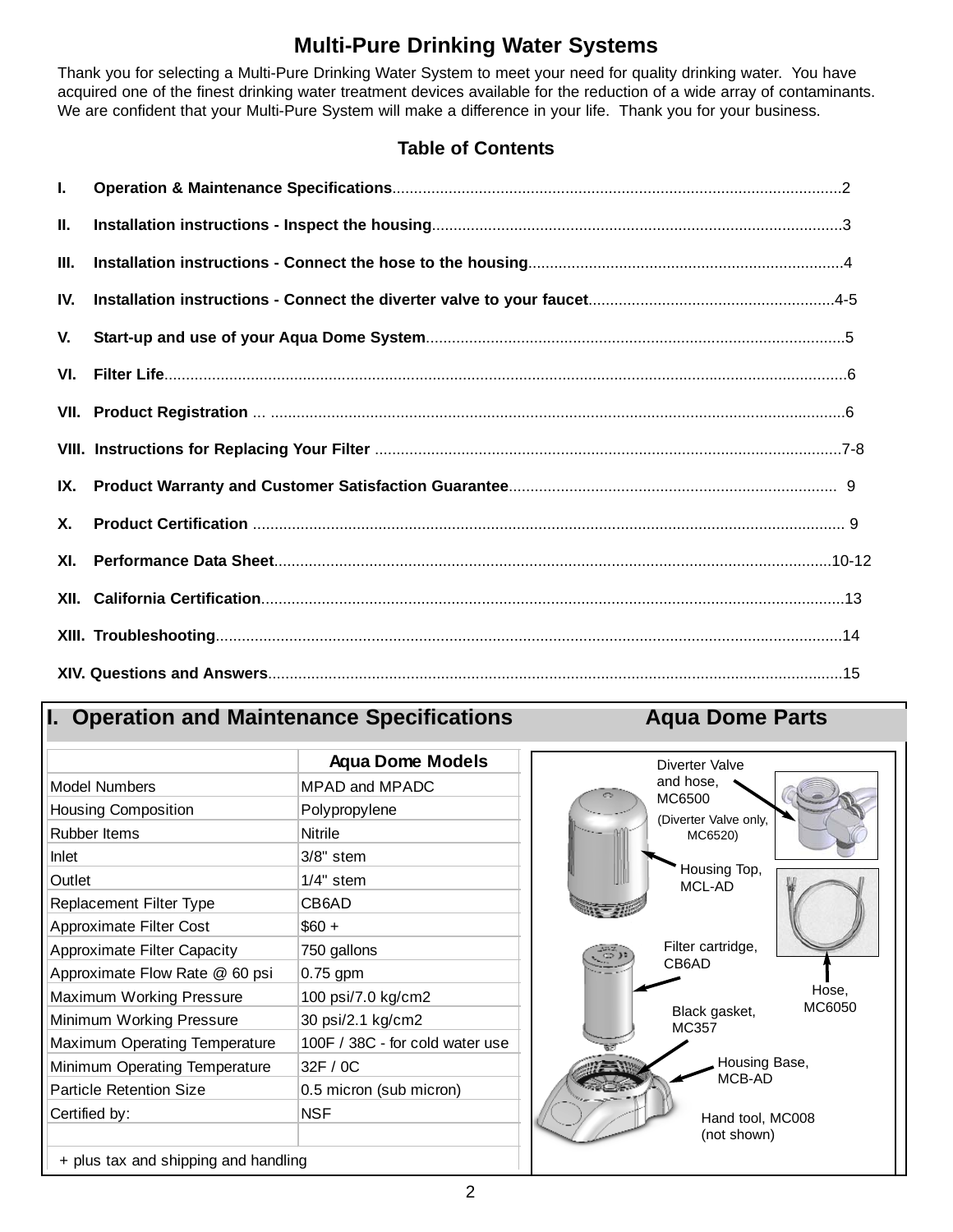# Multi-Pure Drinking Water Systems

Thank you for selecting a Multi-Pure Drinking Water System to meet your need for quality drinking water. You have acquired one of the finest drinking water treatment devices available for the reduction of a wide array of contaminants. We are confident that your Multi-Pure System will make a difference in your life. Thank you for your business.

## Table of Contents

- **I. Operation & Maintenance Specifications**....................2
- **II. Installation instructions - Inspect the housing**....................3
- **III. Installation instructions - Connect the hose to the housing**....................4
- **IV. Installation instructions - Connect the diverter valve to your faucet**....................4-5
- **V. Start-up and use of your Aqua Dome System**....................5
- **VI. Filter Life**....................6
- **VII. Product Registration** ... ....................6
- **VIII. Instructions for Replacing Your Filter** ....................7-8
- **IX. Product Warranty and Customer Satisfaction Guarantee**.................... 9
- **X. Product Certification** .................... 9
- **XI. Performance Data Sheet**....................10-12
- **XII. California Certification**....................13
- **XIII. Troubleshooting**....................14
- **XIV. Questions and Answers**....................15

## I. Operation and Maintenance Specifications

| | Aqua Dome Models |
|---|---|
| Model Numbers | MPAD and MPADC |
| Housing Composition | Polypropylene |
| Rubber Items | Nitrile |
| Inlet | 3/8" stem |
| Outlet | 1/4" stem |
| Replacement Filter Type | CB6AD |
| Approximate Filter Cost | $60 + |
| Approximate Filter Capacity | 750 gallons |
| Approximate Flow Rate @ 60 psi | 0.75 gpm |
| Maximum Working Pressure | 100 psi/7.0 kg/cm2 |
| Minimum Working Pressure | 30 psi/2.1 kg/cm2 |
| Maximum Operating Temperature | 100F / 38C - for cold water use |
| Minimum Operating Temperature | 32F / 0C |
| Particle Retention Size | 0.5 micron (sub micron) |
| Certified by: | NSF |

+ plus tax and shipping and handling

## Aqua Dome Parts

- Diverter Valve and hose, MC6500 (Diverter Valve only, MC6520)
- Housing Top, MCL-AD
- Filter cartridge, CB6AD
- Hose, MC6050
- Black gasket, MC357
- Housing Base, MCB-AD
- Hand tool, MC008 (not shown)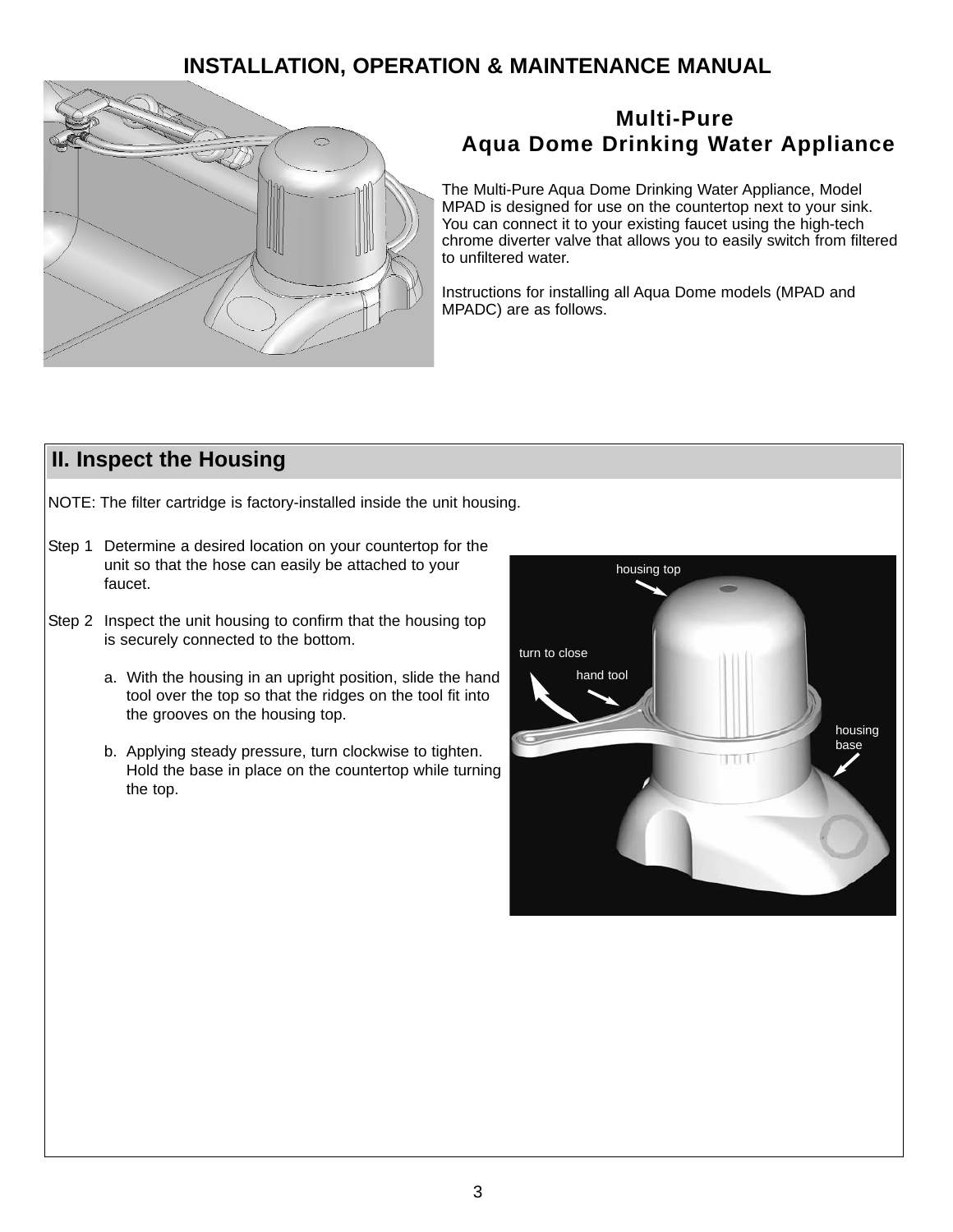# INSTALLATION, OPERATION & MAINTENANCE MANUAL

## Multi-Pure Aqua Dome Drinking Water Appliance

The Multi-Pure Aqua Dome Drinking Water Appliance, Model MPAD is designed for use on the countertop next to your sink. You can connect it to your existing faucet using the high-tech chrome diverter valve that allows you to easily switch from filtered to unfiltered water.

Instructions for installing all Aqua Dome models (MPAD and MPADC) are as follows.

## II. Inspect the Housing

NOTE: The filter cartridge is factory-installed inside the unit housing.

Step 1 Determine a desired location on your countertop for the unit so that the hose can easily be attached to your faucet.

Step 2 Inspect the unit housing to confirm that the housing top is securely connected to the bottom.

a. With the housing in an upright position, slide the hand tool over the top so that the ridges on the tool fit into the grooves on the housing top.

b. Applying steady pressure, turn clockwise to tighten. Hold the base in place on the countertop while turning the top.

housing top

turn to close

hand tool

housing base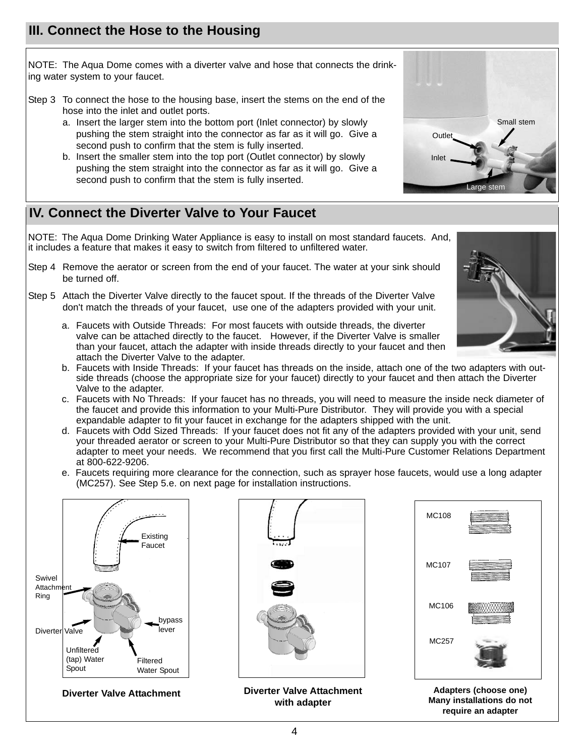## III. Connect the Hose to the Housing

NOTE: The Aqua Dome comes with a diverter valve and hose that connects the drinking water system to your faucet.

Step 3 To connect the hose to the housing base, insert the stems on the end of the hose into the inlet and outlet ports.

a. Insert the larger stem into the bottom port (Inlet connector) by slowly pushing the stem straight into the connector as far as it will go. Give a second push to confirm that the stem is fully inserted.

b. Insert the smaller stem into the top port (Outlet connector) by slowly pushing the stem straight into the connector as far as it will go. Give a second push to confirm that the stem is fully inserted.

Small stem

Outlet

Inlet

Large stem

## IV. Connect the Diverter Valve to Your Faucet

NOTE: The Aqua Dome Drinking Water Appliance is easy to install on most standard faucets. And, it includes a feature that makes it easy to switch from filtered to unfiltered water.

Step 4 Remove the aerator or screen from the end of your faucet. The water at your sink should be turned off.

Step 5 Attach the Diverter Valve directly to the faucet spout. If the threads of the Diverter Valve don't match the threads of your faucet, use one of the adapters provided with your unit.

a. Faucets with Outside Threads: For most faucets with outside threads, the diverter valve can be attached directly to the faucet. However, if the Diverter Valve is smaller than your faucet, attach the adapter with inside threads directly to your faucet and then attach the Diverter Valve to the adapter.

b. Faucets with Inside Threads: If your faucet has threads on the inside, attach one of the two adapters with outside threads (choose the appropriate size for your faucet) directly to your faucet and then attach the Diverter Valve to the adapter.

c. Faucets with No Threads: If your faucet has no threads, you will need to measure the inside neck diameter of the faucet and provide this information to your Multi-Pure Distributor. They will provide you with a special expandable adapter to fit your faucet in exchange for the adapters shipped with the unit.

d. Faucets with Odd Sized Threads: If your faucet does not fit any of the adapters provided with your unit, send your threaded aerator or screen to your Multi-Pure Distributor so that they can supply you with the correct adapter to meet your needs. We recommend that you first call the Multi-Pure Customer Relations Department at 800-622-9206.

e. Faucets requiring more clearance for the connection, such as sprayer hose faucets, would use a long adapter (MC257). See Step 5.e. on next page for installation instructions.

Existing Faucet

Swivel Attachment Ring

Diverter Valve

bypass lever

Unfiltered (tap) Water Spout

Filtered Water Spout

**Diverter Valve Attachment**

**Diverter Valve Attachment with adapter**

MC108

MC107

MC106

MC257

**Adapters (choose one) Many installations do not require an adapter**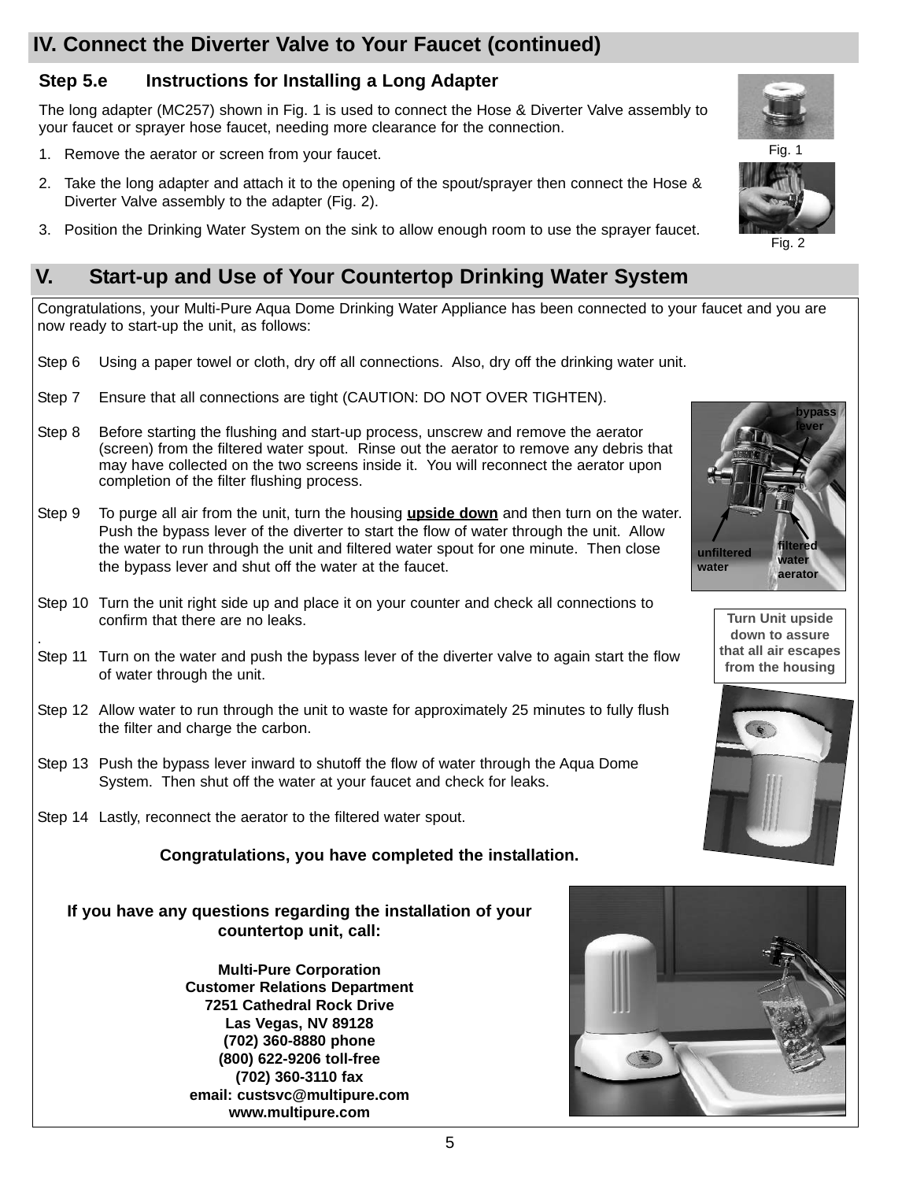## IV. Connect the Diverter Valve to Your Faucet (continued)

### Step 5.e Instructions for Installing a Long Adapter

The long adapter (MC257) shown in Fig. 1 is used to connect the Hose & Diverter Valve assembly to your faucet or sprayer hose faucet, needing more clearance for the connection.

1. Remove the aerator or screen from your faucet.
2. Take the long adapter and attach it to the opening of the spout/sprayer then connect the Hose & Diverter Valve assembly to the adapter (Fig. 2).
3. Position the Drinking Water System on the sink to allow enough room to use the sprayer faucet.

Fig. 1

Fig. 2

## V. Start-up and Use of Your Countertop Drinking Water System

Congratulations, your Multi-Pure Aqua Dome Drinking Water Appliance has been connected to your faucet and you are now ready to start-up the unit, as follows:

Step 6 Using a paper towel or cloth, dry off all connections. Also, dry off the drinking water unit.

Step 7 Ensure that all connections are tight (CAUTION: DO NOT OVER TIGHTEN).

Step 8 Before starting the flushing and start-up process, unscrew and remove the aerator (screen) from the filtered water spout. Rinse out the aerator to remove any debris that may have collected on the two screens inside it. You will reconnect the aerator upon completion of the filter flushing process.

Step 9 To purge all air from the unit, turn the housing **upside down** and then turn on the water. Push the bypass lever of the diverter to start the flow of water through the unit. Allow the water to run through the unit and filtered water spout for one minute. Then close the bypass lever and shut off the water at the faucet.

Step 10 Turn the unit right side up and place it on your counter and check all connections to confirm that there are no leaks.

Step 11 Turn on the water and push the bypass lever of the diverter valve to again start the flow of water through the unit.

Step 12 Allow water to run through the unit to waste for approximately 25 minutes to fully flush the filter and charge the carbon.

Step 13 Push the bypass lever inward to shutoff the flow of water through the Aqua Dome System. Then shut off the water at your faucet and check for leaks.

Step 14 Lastly, reconnect the aerator to the filtered water spout.

bypass lever

unfiltered water

filtered water aerator

**Turn Unit upside down to assure that all air escapes from the housing**

**Congratulations, you have completed the installation.**

**If you have any questions regarding the installation of your countertop unit, call:**

**Multi-Pure Corporation**
**Customer Relations Department**
**7251 Cathedral Rock Drive**
**Las Vegas, NV 89128**
**(702) 360-8880 phone**
**(800) 622-9206 toll-free**
**(702) 360-3110 fax**
**email: custsvc@multipure.com**
**www.multipure.com**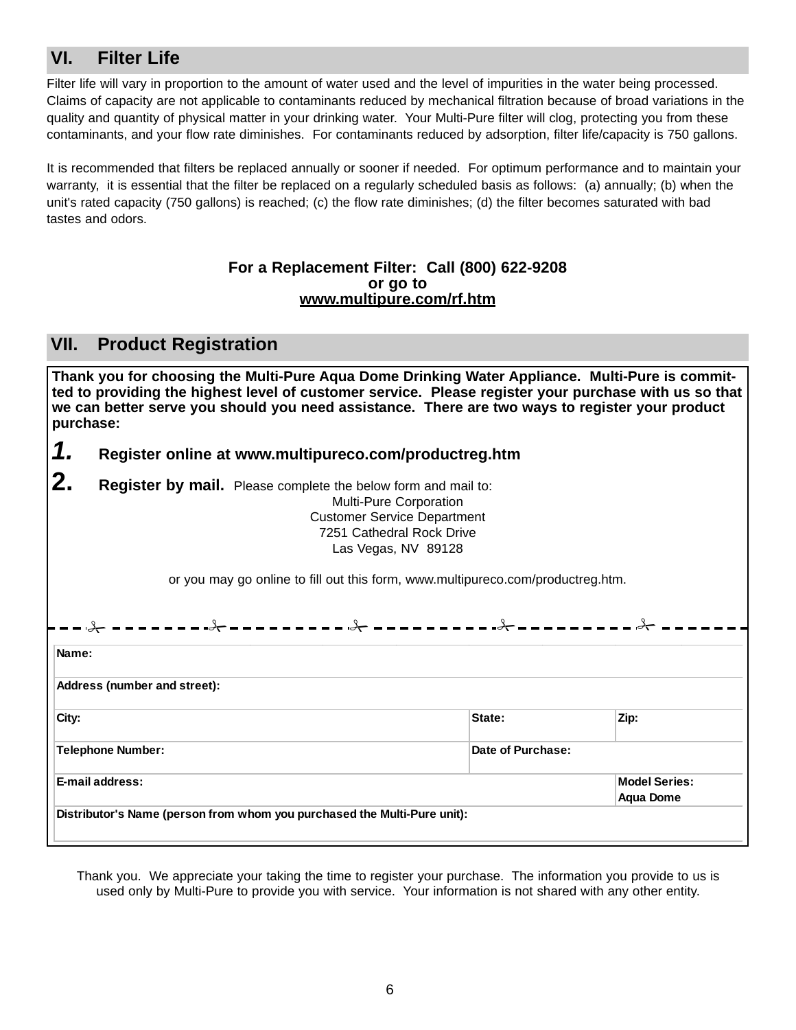## VI. Filter Life

Filter life will vary in proportion to the amount of water used and the level of impurities in the water being processed. Claims of capacity are not applicable to contaminants reduced by mechanical filtration because of broad variations in the quality and quantity of physical matter in your drinking water. Your Multi-Pure filter will clog, protecting you from these contaminants, and your flow rate diminishes. For contaminants reduced by adsorption, filter life/capacity is 750 gallons.

It is recommended that filters be replaced annually or sooner if needed. For optimum performance and to maintain your warranty, it is essential that the filter be replaced on a regularly scheduled basis as follows: (a) annually; (b) when the unit's rated capacity (750 gallons) is reached; (c) the flow rate diminishes; (d) the filter becomes saturated with bad tastes and odors.

**For a Replacement Filter: Call (800) 622-9208**
**or go to**
**www.multipure.com/rf.htm**

## VII. Product Registration

**Thank you for choosing the Multi-Pure Aqua Dome Drinking Water Appliance. Multi-Pure is committed to providing the highest level of customer service. Please register your purchase with us so that we can better serve you should you need assistance. There are two ways to register your product purchase:**

1. **Register online at www.multipureco.com/productreg.htm**
2. **Register by mail.** Please complete the below form and mail to:

Multi-Pure Corporation
Customer Service Department
7251 Cathedral Rock Drive
Las Vegas, NV 89128

or you may go online to fill out this form, www.multipureco.com/productreg.htm.

| | | |
|---|---|---|
| **Name:** | | |
| **Address (number and street):** | | |
| **City:** | **State:** | **Zip:** |
| **Telephone Number:** | **Date of Purchase:** | |
| **E-mail address:** | | **Model Series: Aqua Dome** |
| **Distributor's Name (person from whom you purchased the Multi-Pure unit):** | | |

Thank you. We appreciate your taking the time to register your purchase. The information you provide to us is used only by Multi-Pure to provide you with service. Your information is not shared with any other entity.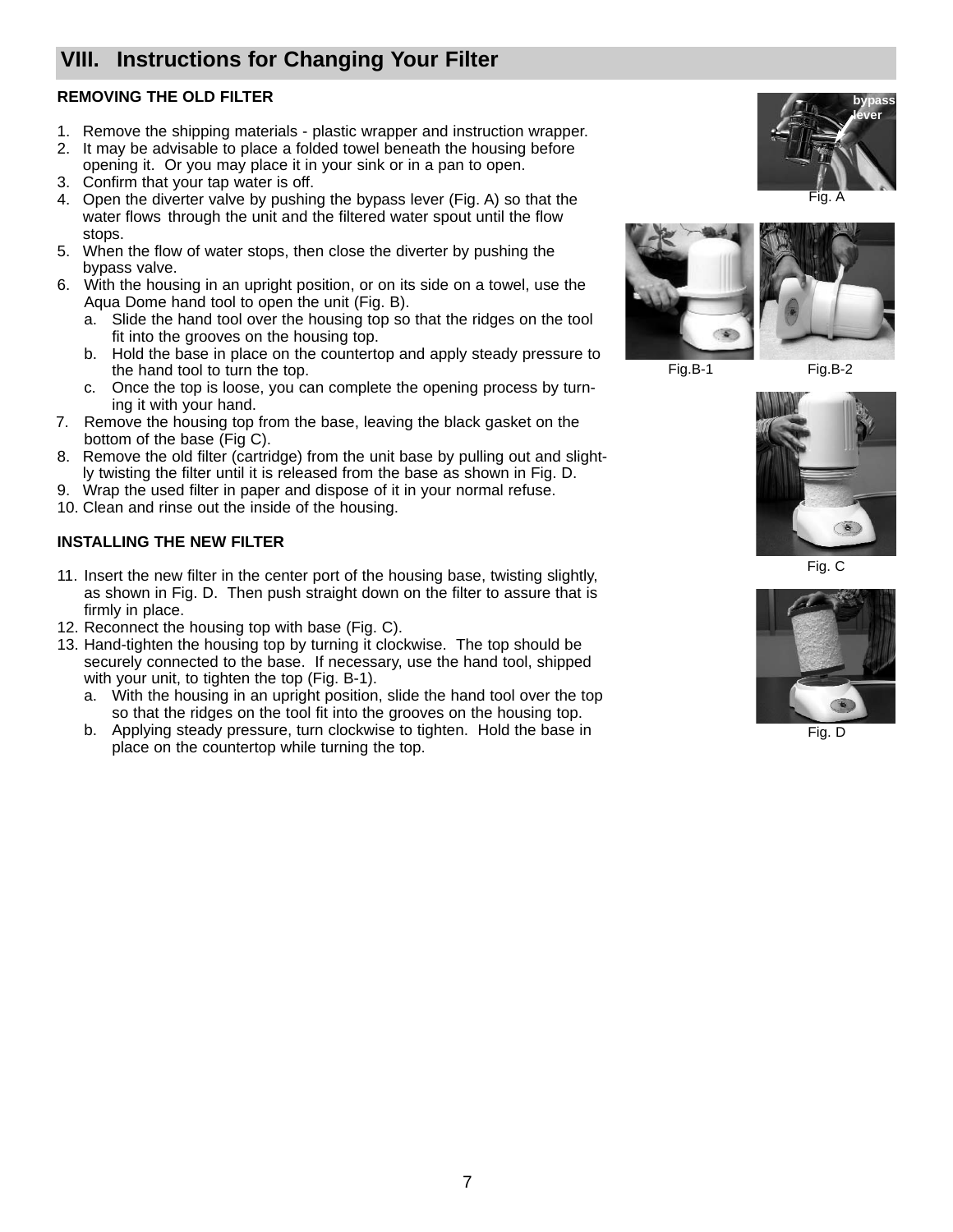## VIII. Instructions for Changing Your Filter

**REMOVING THE OLD FILTER**

1. Remove the shipping materials - plastic wrapper and instruction wrapper.
2. It may be advisable to place a folded towel beneath the housing before opening it. Or you may place it in your sink or in a pan to open.
3. Confirm that your tap water is off.
4. Open the diverter valve by pushing the bypass lever (Fig. A) so that the water flows through the unit and the filtered water spout until the flow stops.
5. When the flow of water stops, then close the diverter by pushing the bypass valve.
6. With the housing in an upright position, or on its side on a towel, use the Aqua Dome hand tool to open the unit (Fig. B).
   a. Slide the hand tool over the housing top so that the ridges on the tool fit into the grooves on the housing top.
   b. Hold the base in place on the countertop and apply steady pressure to the hand tool to turn the top.
   c. Once the top is loose, you can complete the opening process by turning it with your hand.
7. Remove the housing top from the base, leaving the black gasket on the bottom of the base (Fig C).
8. Remove the old filter (cartridge) from the unit base by pulling out and slightly twisting the filter until it is released from the base as shown in Fig. D.
9. Wrap the used filter in paper and dispose of it in your normal refuse.
10. Clean and rinse out the inside of the housing.

**INSTALLING THE NEW FILTER**

11. Insert the new filter in the center port of the housing base, twisting slightly, as shown in Fig. D. Then push straight down on the filter to assure that is firmly in place.
12. Reconnect the housing top with base (Fig. C).
13. Hand-tighten the housing top by turning it clockwise. The top should be securely connected to the base. If necessary, use the hand tool, shipped with your unit, to tighten the top (Fig. B-1).
    a. With the housing in an upright position, slide the hand tool over the top so that the ridges on the tool fit into the grooves on the housing top.
    b. Applying steady pressure, turn clockwise to tighten. Hold the base in place on the countertop while turning the top.

bypass lever

Fig. A

Fig.B-1

Fig.B-2

Fig. C

Fig. D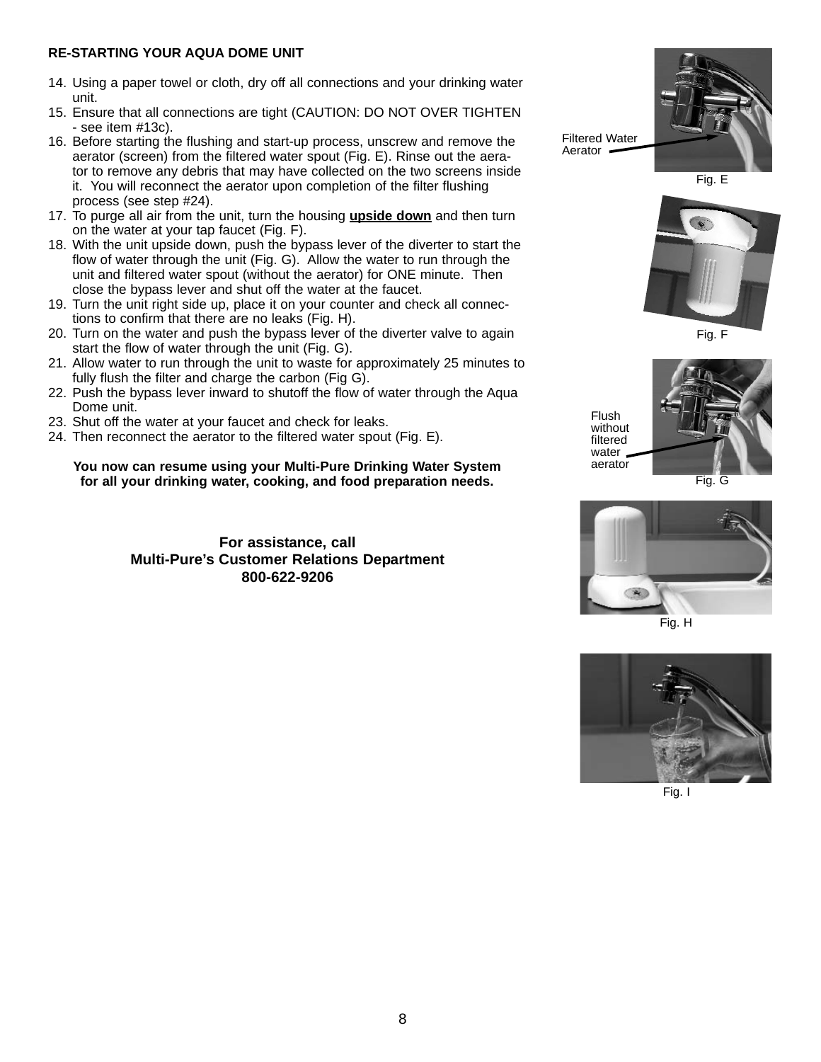**RE-STARTING YOUR AQUA DOME UNIT**

14. Using a paper towel or cloth, dry off all connections and your drinking water unit.
15. Ensure that all connections are tight (CAUTION: DO NOT OVER TIGHTEN - see item #13c).
16. Before starting the flushing and start-up process, unscrew and remove the aerator (screen) from the filtered water spout (Fig. E). Rinse out the aerator to remove any debris that may have collected on the two screens inside it. You will reconnect the aerator upon completion of the filter flushing process (see step #24).
17. To purge all air from the unit, turn the housing **upside down** and then turn on the water at your tap faucet (Fig. F).
18. With the unit upside down, push the bypass lever of the diverter to start the flow of water through the unit (Fig. G). Allow the water to run through the unit and filtered water spout (without the aerator) for ONE minute. Then close the bypass lever and shut off the water at the faucet.
19. Turn the unit right side up, place it on your counter and check all connections to confirm that there are no leaks (Fig. H).
20. Turn on the water and push the bypass lever of the diverter valve to again start the flow of water through the unit (Fig. G).
21. Allow water to run through the unit to waste for approximately 25 minutes to fully flush the filter and charge the carbon (Fig G).
22. Push the bypass lever inward to shutoff the flow of water through the Aqua Dome unit.
23. Shut off the water at your faucet and check for leaks.
24. Then reconnect the aerator to the filtered water spout (Fig. E).

**You now can resume using your Multi-Pure Drinking Water System for all your drinking water, cooking, and food preparation needs.**

**For assistance, call**
**Multi-Pure's Customer Relations Department**
**800-622-9206**

Filtered Water Aerator

Fig. E

Fig. F

Flush without filtered water aerator

Fig. G

Fig. H

Fig. I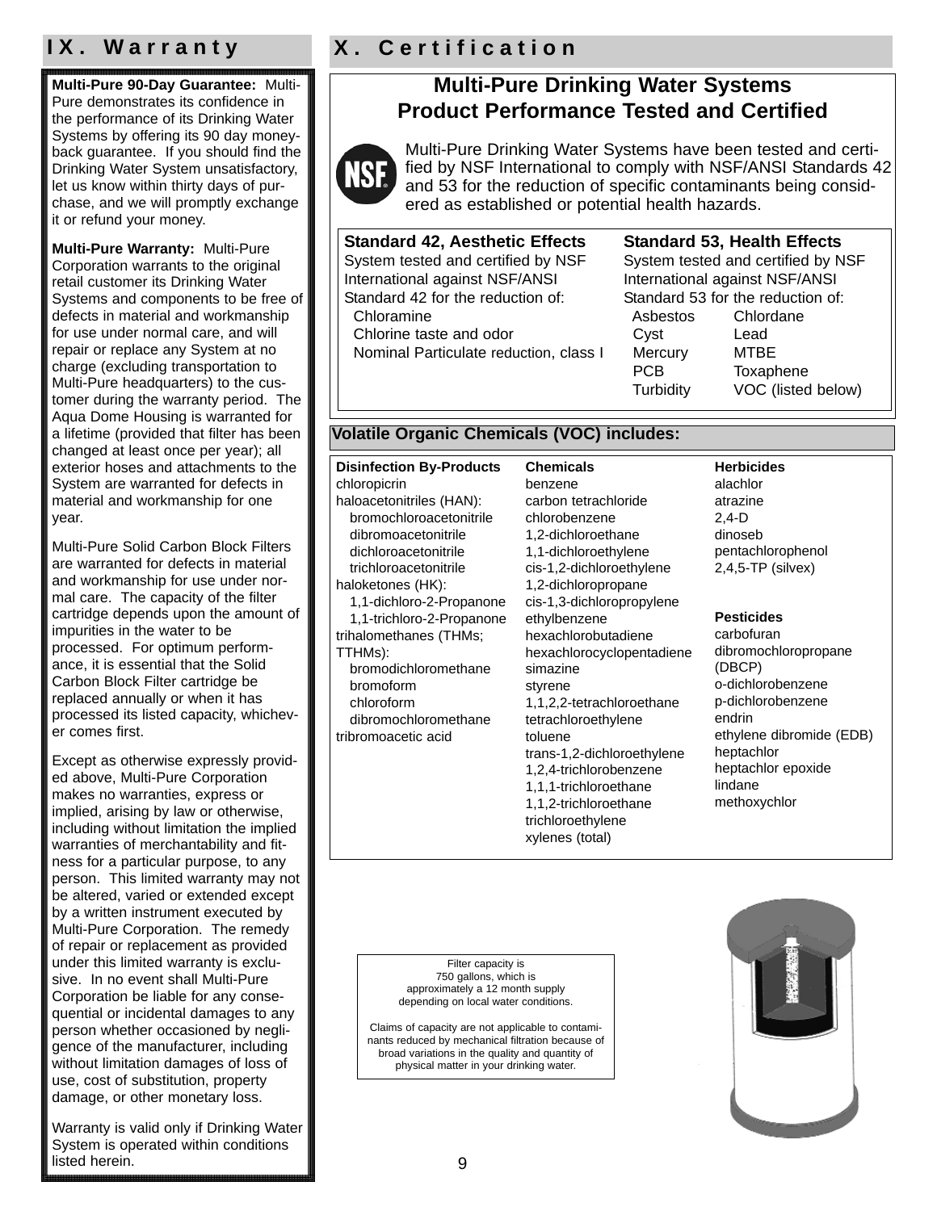## IX. Warranty

**Multi-Pure 90-Day Guarantee:** Multi-Pure demonstrates its confidence in the performance of its Drinking Water Systems by offering its 90 day money-back guarantee. If you should find the Drinking Water System unsatisfactory, let us know within thirty days of purchase, and we will promptly exchange it or refund your money.

**Multi-Pure Warranty:** Multi-Pure Corporation warrants to the original retail customer its Drinking Water Systems and components to be free of defects in material and workmanship for use under normal care, and will repair or replace any System at no charge (excluding transportation to Multi-Pure headquarters) to the customer during the warranty period. The Aqua Dome Housing is warranted for a lifetime (provided that filter has been changed at least once per year); all exterior hoses and attachments to the System are warranted for defects in material and workmanship for one year.

Multi-Pure Solid Carbon Block Filters are warranted for defects in material and workmanship for use under normal care. The capacity of the filter cartridge depends upon the amount of impurities in the water to be processed. For optimum performance, it is essential that the Solid Carbon Block Filter cartridge be replaced annually or when it has processed its listed capacity, whichever comes first.

Except as otherwise expressly provided above, Multi-Pure Corporation makes no warranties, express or implied, arising by law or otherwise, including without limitation the implied warranties of merchantability and fitness for a particular purpose, to any person. This limited warranty may not be altered, varied or extended except by a written instrument executed by Multi-Pure Corporation. The remedy of repair or replacement as provided under this limited warranty is exclusive. In no event shall Multi-Pure Corporation be liable for any consequential or incidental damages to any person whether occasioned by negligence of the manufacturer, including without limitation damages of loss of use, cost of substitution, property damage, or other monetary loss.

Warranty is valid only if Drinking Water System is operated within conditions listed herein.

## X. Certification

### Multi-Pure Drinking Water Systems Product Performance Tested and Certified

Multi-Pure Drinking Water Systems have been tested and certified by NSF International to comply with NSF/ANSI Standards 42 and 53 for the reduction of specific contaminants being considered as established or potential health hazards.

**Standard 42, Aesthetic Effects**

System tested and certified by NSF International against NSF/ANSI Standard 42 for the reduction of:

- Chloramine
- Chlorine taste and odor
- Nominal Particulate reduction, class I

**Standard 53, Health Effects**

System tested and certified by NSF International against NSF/ANSI Standard 53 for the reduction of:

| | |
|---|---|
| Asbestos | Chlordane |
| Cyst | Lead |
| Mercury | MTBE |
| PCB | Toxaphene |
| Turbidity | VOC (listed below) |

### Volatile Organic Chemicals (VOC) includes:

**Disinfection By-Products**
- chloropicrin
- haloacetonitriles (HAN):
  - bromochloroacetonitrile
  - dibromoacetonitrile
  - dichloroacetonitrile
  - trichloroacetonitrile
- haloketones (HK):
  - 1,1-dichloro-2-Propanone
  - 1,1-trichloro-2-Propanone
- trihalomethanes (THMs; TTHMs):
  - bromodichloromethane
  - bromoform
  - chloroform
  - dibromochloromethane
- tribromoacetic acid

**Chemicals**
- benzene
- carbon tetrachloride
- chlorobenzene
- 1,2-dichloroethane
- 1,1-dichloroethylene
- cis-1,2-dichloroethylene
- 1,2-dichloropropane
- cis-1,3-dichloropropylene
- ethylbenzene
- hexachlorobutadiene
- hexachlorocyclopentadiene
- simazine
- styrene
- 1,1,2,2-tetrachloroethane
- tetrachloroethylene
- toluene
- trans-1,2-dichloroethylene
- 1,2,4-trichlorobenzene
- 1,1,1-trichloroethane
- 1,1,2-trichloroethane
- trichloroethylene
- xylenes (total)

**Herbicides**
- alachlor
- atrazine
- 2,4-D
- dinoseb
- pentachlorophenol
- 2,4,5-TP (silvex)

**Pesticides**
- carbofuran
- dibromochloropropane (DBCP)
- o-dichlorobenzene
- p-dichlorobenzene
- endrin
- ethylene dibromide (EDB)
- heptachlor
- heptachlor epoxide
- lindane
- methoxychlor

Filter capacity is 750 gallons, which is approximately a 12 month supply depending on local water conditions.

Claims of capacity are not applicable to contaminants reduced by mechanical filtration because of broad variations in the quality and quantity of physical matter in your drinking water.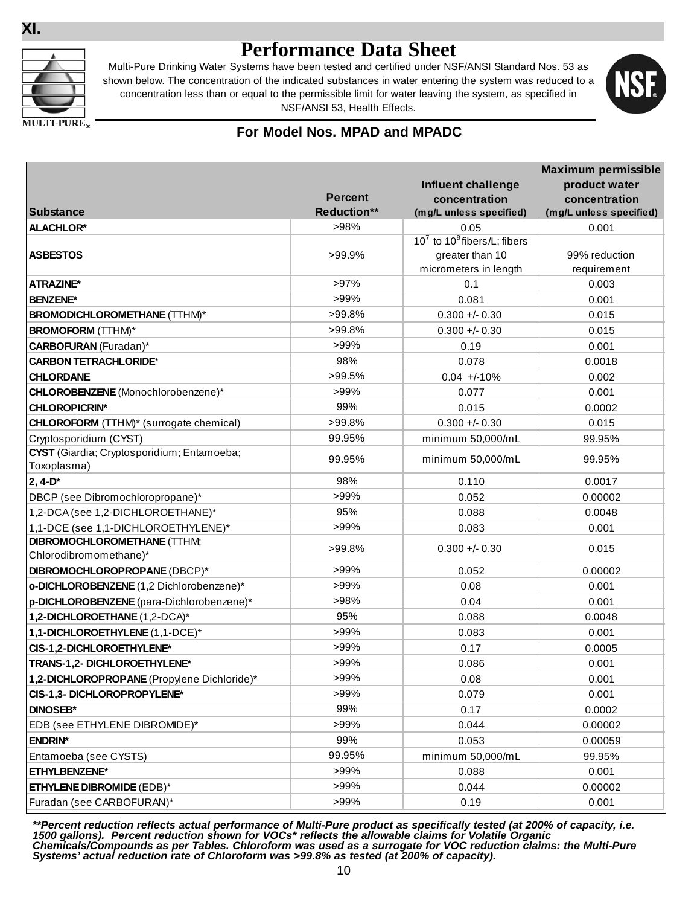XI.

# Performance Data Sheet

Multi-Pure Drinking Water Systems have been tested and certified under NSF/ANSI Standard Nos. 53 as shown below. The concentration of the indicated substances in water entering the system was reduced to a concentration less than or equal to the permissible limit for water leaving the system, as specified in NSF/ANSI 53, Health Effects.

MULTI-PURE®

NSF®

## For Model Nos. MPAD and MPADC

| Substance | Percent Reduction** | Influent challenge concentration (mg/L unless specified) | Maximum permissible product water concentration (mg/L unless specified) |
|---|---|---|---|
| **ALACHLOR*** | >98% | 0.05 | 0.001 |
| **ASBESTOS** | >99.9% | $10^7$ to $10^8$ fibers/L; fibers greater than 10 micrometers in length | 99% reduction requirement |
| **ATRAZINE*** | >97% | 0.1 | 0.003 |
| **BENZENE*** | >99% | 0.081 | 0.001 |
| **BROMODICHLOROMETHANE** (TTHM)* | >99.8% | 0.300 +/- 0.30 | 0.015 |
| **BROMOFORM** (TTHM)* | >99.8% | 0.300 +/- 0.30 | 0.015 |
| **CARBOFURAN** (Furadan)* | >99% | 0.19 | 0.001 |
| **CARBON TETRACHLORIDE*** | 98% | 0.078 | 0.0018 |
| **CHLORDANE** | >99.5% | 0.04 +/-10% | 0.002 |
| **CHLOROBENZENE** (Monochlorobenzene)* | >99% | 0.077 | 0.001 |
| **CHLOROPICRIN*** | 99% | 0.015 | 0.0002 |
| **CHLOROFORM** (TTHM)* (surrogate chemical) | >99.8% | 0.300 +/- 0.30 | 0.015 |
| Cryptosporidium (CYST) | 99.95% | minimum 50,000/mL | 99.95% |
| **CYST** (Giardia; Cryptosporidium; Entamoeba; Toxoplasma) | 99.95% | minimum 50,000/mL | 99.95% |
| **2, 4-D*** | 98% | 0.110 | 0.0017 |
| DBCP (see Dibromochloropropane)* | >99% | 0.052 | 0.00002 |
| 1,2-DCA (see 1,2-DICHLOROETHANE)* | 95% | 0.088 | 0.0048 |
| 1,1-DCE (see 1,1-DICHLOROETHYLENE)* | >99% | 0.083 | 0.001 |
| **DIBROMOCHLOROMETHANE** (TTHM; Chlorodibromomethane)* | >99.8% | 0.300 +/- 0.30 | 0.015 |
| **DIBROMOCHLOROPROPANE** (DBCP)* | >99% | 0.052 | 0.00002 |
| **o-DICHLOROBENZENE** (1,2 Dichlorobenzene)* | >99% | 0.08 | 0.001 |
| **p-DICHLOROBENZENE** (para-Dichlorobenzene)* | >98% | 0.04 | 0.001 |
| **1,2-DICHLOROETHANE** (1,2-DCA)* | 95% | 0.088 | 0.0048 |
| **1,1-DICHLOROETHYLENE** (1,1-DCE)* | >99% | 0.083 | 0.001 |
| **CIS-1,2-DICHLOROETHYLENE*** | >99% | 0.17 | 0.0005 |
| **TRANS-1,2- DICHLOROETHYLENE*** | >99% | 0.086 | 0.001 |
| **1,2-DICHLOROPROPANE** (Propylene Dichloride)* | >99% | 0.08 | 0.001 |
| **CIS-1,3- DICHLOROPROPYLENE*** | >99% | 0.079 | 0.001 |
| **DINOSEB*** | 99% | 0.17 | 0.0002 |
| EDB (see ETHYLENE DIBROMIDE)* | >99% | 0.044 | 0.00002 |
| **ENDRIN*** | 99% | 0.053 | 0.00059 |
| Entamoeba (see CYSTS) | 99.95% | minimum 50,000/mL | 99.95% |
| **ETHYLBENZENE*** | >99% | 0.088 | 0.001 |
| **ETHYLENE DIBROMIDE** (EDB)* | >99% | 0.044 | 0.00002 |
| Furadan (see CARBOFURAN)* | >99% | 0.19 | 0.001 |

***\*\*Percent reduction reflects actual performance of Multi-Pure product as specifically tested (at 200% of capacity, i.e. 1500 gallons). Percent reduction shown for VOCs\* reflects the allowable claims for Volatile Organic Chemicals/Compounds as per Tables. Chloroform was used as a surrogate for VOC reduction claims: the Multi-Pure Systems' actual reduction rate of Chloroform was >99.8% as tested (at 200% of capacity).***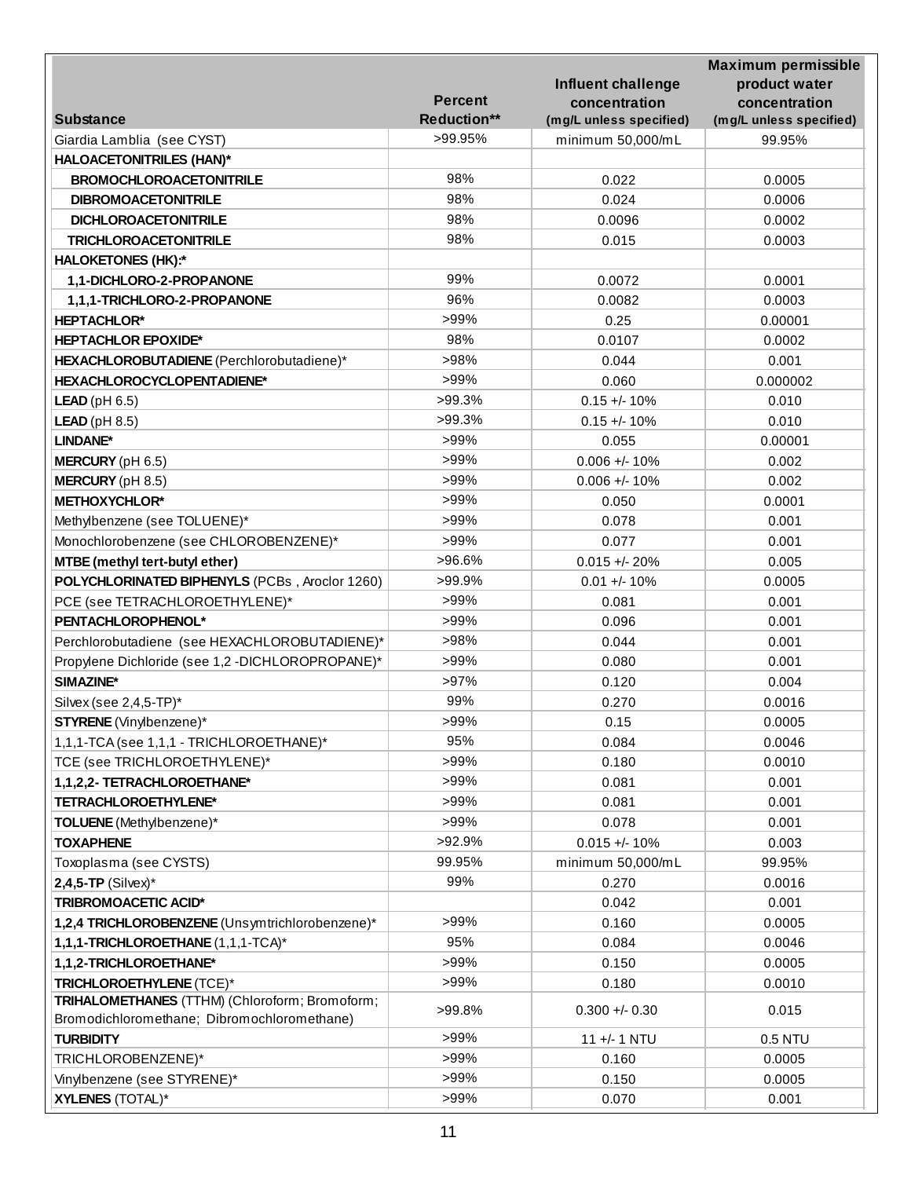| Substance | Percent Reduction** | Influent challenge concentration (mg/L unless specified) | Maximum permissible product water concentration (mg/L unless specified) |
|---|---|---|---|
| Giardia Lamblia (see CYST) | >99.95% | minimum 50,000/mL | 99.95% |
| **HALOACETONITRILES (HAN)*** | | | |
| **BROMOCHLOROACETONITRILE** | 98% | 0.022 | 0.0005 |
| **DIBROMOACETONITRILE** | 98% | 0.024 | 0.0006 |
| **DICHLOROACETONITRILE** | 98% | 0.0096 | 0.0002 |
| **TRICHLOROACETONITRILE** | 98% | 0.015 | 0.0003 |
| **HALOKETONES (HK):*** | | | |
| **1,1-DICHLORO-2-PROPANONE** | 99% | 0.0072 | 0.0001 |
| **1,1,1-TRICHLORO-2-PROPANONE** | 96% | 0.0082 | 0.0003 |
| **HEPTACHLOR*** | >99% | 0.25 | 0.00001 |
| **HEPTACHLOR EPOXIDE*** | 98% | 0.0107 | 0.0002 |
| **HEXACHLOROBUTADIENE** (Perchlorobutadiene)* | >98% | 0.044 | 0.001 |
| **HEXACHLOROCYCLOPENTADIENE*** | >99% | 0.060 | 0.000002 |
| **LEAD** (pH 6.5) | >99.3% | 0.15 +/- 10% | 0.010 |
| **LEAD** (pH 8.5) | >99.3% | 0.15 +/- 10% | 0.010 |
| **LINDANE*** | >99% | 0.055 | 0.00001 |
| **MERCURY** (pH 6.5) | >99% | 0.006 +/- 10% | 0.002 |
| **MERCURY** (pH 8.5) | >99% | 0.006 +/- 10% | 0.002 |
| **METHOXYCHLOR*** | >99% | 0.050 | 0.0001 |
| Methylbenzene (see TOLUENE)* | >99% | 0.078 | 0.001 |
| Monochlorobenzene (see CHLOROBENZENE)* | >99% | 0.077 | 0.001 |
| **MTBE (methyl tert-butyl ether)** | >96.6% | 0.015 +/- 20% | 0.005 |
| **POLYCHLORINATED BIPHENYLS** (PCBs , Aroclor 1260) | >99.9% | 0.01 +/- 10% | 0.0005 |
| PCE (see TETRACHLOROETHYLENE)* | >99% | 0.081 | 0.001 |
| **PENTACHLOROPHENOL*** | >99% | 0.096 | 0.001 |
| Perchlorobutadiene (see HEXACHLOROBUTADIENE)* | >98% | 0.044 | 0.001 |
| Propylene Dichloride (see 1,2 -DICHLOROPROPANE)* | >99% | 0.080 | 0.001 |
| **SIMAZINE*** | >97% | 0.120 | 0.004 |
| Silvex (see 2,4,5-TP)* | 99% | 0.270 | 0.0016 |
| **STYRENE** (Vinylbenzene)* | >99% | 0.15 | 0.0005 |
| 1,1,1-TCA (see 1,1,1 - TRICHLOROETHANE)* | 95% | 0.084 | 0.0046 |
| TCE (see TRICHLOROETHYLENE)* | >99% | 0.180 | 0.0010 |
| **1,1,2,2- TETRACHLOROETHANE*** | >99% | 0.081 | 0.001 |
| **TETRACHLOROETHYLENE*** | >99% | 0.081 | 0.001 |
| **TOLUENE** (Methylbenzene)* | >99% | 0.078 | 0.001 |
| **TOXAPHENE** | >92.9% | 0.015 +/- 10% | 0.003 |
| Toxoplasma (see CYSTS) | 99.95% | minimum 50,000/mL | 99.95% |
| **2,4,5-TP** (Silvex)* | 99% | 0.270 | 0.0016 |
| **TRIBROMOACETIC ACID*** | | 0.042 | 0.001 |
| **1,2,4 TRICHLOROBENZENE** (Unsymtrichlorobenzene)* | >99% | 0.160 | 0.0005 |
| **1,1,1-TRICHLOROETHANE** (1,1,1-TCA)* | 95% | 0.084 | 0.0046 |
| **1,1,2-TRICHLOROETHANE*** | >99% | 0.150 | 0.0005 |
| **TRICHLOROETHYLENE** (TCE)* | >99% | 0.180 | 0.0010 |
| **TRIHALOMETHANES** (TTHM) (Chloroform; Bromoform; Bromodichloromethane; Dibromochloromethane) | >99.8% | 0.300 +/- 0.30 | 0.015 |
| **TURBIDITY** | >99% | 11 +/- 1 NTU | 0.5 NTU |
| TRICHLOROBENZENE)* | >99% | 0.160 | 0.0005 |
| Vinylbenzene (see STYRENE)* | >99% | 0.150 | 0.0005 |
| **XYLENES** (TOTAL)* | >99% | 0.070 | 0.001 |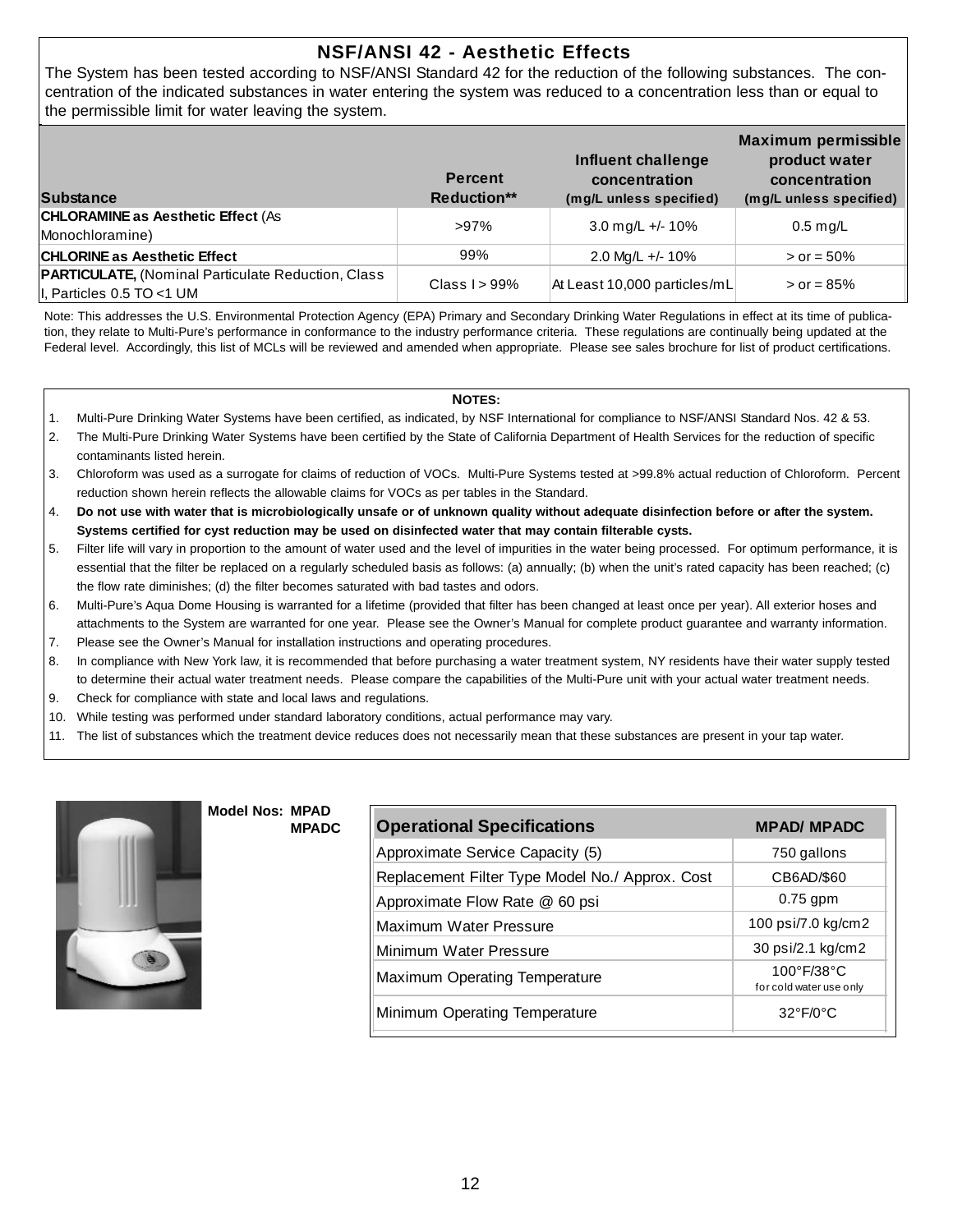## NSF/ANSI 42 - Aesthetic Effects

The System has been tested according to NSF/ANSI Standard 42 for the reduction of the following substances. The concentration of the indicated substances in water entering the system was reduced to a concentration less than or equal to the permissible limit for water leaving the system.

| Substance | Percent Reduction** | Influent challenge concentration (mg/L unless specified) | Maximum permissible product water concentration (mg/L unless specified) |
|---|---|---|---|
| **CHLORAMINE as Aesthetic Effect** (As Monochloramine) | >97% | 3.0 mg/L +/- 10% | 0.5 mg/L |
| **CHLORINE as Aesthetic Effect** | 99% | 2.0 Mg/L +/- 10% | > or = 50% |
| **PARTICULATE,** (Nominal Particulate Reduction, Class I, Particles 0.5 TO <1 UM | Class I > 99% | At Least 10,000 particles/mL | > or = 85% |

Note: This addresses the U.S. Environmental Protection Agency (EPA) Primary and Secondary Drinking Water Regulations in effect at its time of publication, they relate to Multi-Pure's performance in conformance to the industry performance criteria. These regulations are continually being updated at the Federal level. Accordingly, this list of MCLs will be reviewed and amended when appropriate. Please see sales brochure for list of product certifications.

**NOTES:**

1. Multi-Pure Drinking Water Systems have been certified, as indicated, by NSF International for compliance to NSF/ANSI Standard Nos. 42 & 53.
2. The Multi-Pure Drinking Water Systems have been certified by the State of California Department of Health Services for the reduction of specific contaminants listed herein.
3. Chloroform was used as a surrogate for claims of reduction of VOCs. Multi-Pure Systems tested at >99.8% actual reduction of Chloroform. Percent reduction shown herein reflects the allowable claims for VOCs as per tables in the Standard.
4. **Do not use with water that is microbiologically unsafe or of unknown quality without adequate disinfection before or after the system. Systems certified for cyst reduction may be used on disinfected water that may contain filterable cysts.**
5. Filter life will vary in proportion to the amount of water used and the level of impurities in the water being processed. For optimum performance, it is essential that the filter be replaced on a regularly scheduled basis as follows: (a) annually; (b) when the unit's rated capacity has been reached; (c) the flow rate diminishes; (d) the filter becomes saturated with bad tastes and odors.
6. Multi-Pure's Aqua Dome Housing is warranted for a lifetime (provided that filter has been changed at least once per year). All exterior hoses and attachments to the System are warranted for one year. Please see the Owner's Manual for complete product guarantee and warranty information.
7. Please see the Owner's Manual for installation instructions and operating procedures.
8. In compliance with New York law, it is recommended that before purchasing a water treatment system, NY residents have their water supply tested to determine their actual water treatment needs. Please compare the capabilities of the Multi-Pure unit with your actual water treatment needs.
9. Check for compliance with state and local laws and regulations.
10. While testing was performed under standard laboratory conditions, actual performance may vary.
11. The list of substances which the treatment device reduces does not necessarily mean that these substances are present in your tap water.

**Model Nos: MPAD MPADC**

| Operational Specifications | MPAD/ MPADC |
|---|---|
| Approximate Service Capacity (5) | 750 gallons |
| Replacement Filter Type Model No./ Approx. Cost | CB6AD/$60 |
| Approximate Flow Rate @ 60 psi | 0.75 gpm |
| Maximum Water Pressure | 100 psi/7.0 kg/cm2 |
| Minimum Water Pressure | 30 psi/2.1 kg/cm2 |
| Maximum Operating Temperature | 100°F/38°C for cold water use only |
| Minimum Operating Temperature | 32°F/0°C |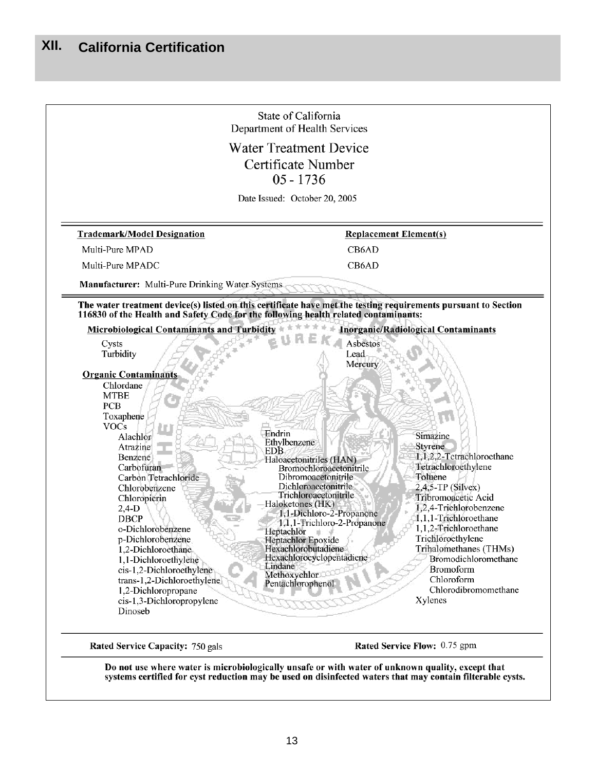# XII. California Certification

State of California
Department of Health Services

## Water Treatment Device
## Certificate Number
## 05 - 1736

Date Issued: October 20, 2005

| Trademark/Model Designation | Replacement Element(s) |
| --- | --- |
| Multi-Pure MPAD | CB6AD |
| Multi-Pure MPADC | CB6AD |

**Manufacturer:** Multi-Pure Drinking Water Systems

**The water treatment device(s) listed on this certificate have met the testing requirements pursuant to Section 116830 of the Health and Safety Code for the following health related contaminants:**

**Microbiological Contaminants and Turbidity**

- Cysts
- Turbidity

**Inorganic/Radiological Contaminants**

- Asbestos
- Lead
- Mercury

**Organic Contaminants**

- Chlordane
- MTBE
- PCB
- Toxaphene
- VOCs
  - Alachlor
  - Atrazine
  - Benzene
  - Carbofuran
  - Carbon Tetrachloride
  - Chlorobenzene
  - Chloropicrin
  - 2,4-D
  - DBCP
  - o-Dichlorobenzene
  - p-Dichlorobenzene
  - 1,2-Dichloroethane
  - 1,1-Dichloroethylene
  - cis-1,2-Dichloroethylene
  - trans-1,2-Dichloroethylene
  - 1,2-Dichloropropane
  - cis-1,3-Dichloropropylene
  - Dinoseb
  - Endrin
  - Ethylbenzene
  - EDB
  - Haloacetonitriles (HAN)
    - Bromochloroacetonitrile
    - Dibromoacetonitrile
    - Dichloroacetonitrile
    - Trichloroacetonitrile
  - Haloketones (HK)
    - 1,1-Dichloro-2-Propanone
    - 1,1,1-Trichloro-2-Propanone
  - Heptachlor
  - Heptachlor Epoxide
  - Hexachlorobutadiene
  - Hexachlorocyclopentadiene
  - Lindane
  - Methoxychlor
  - Pentachlorophenol
  - Simazine
  - Styrene
  - 1,1,2,2-Tetrachloroethane
  - Tetrachloroethylene
  - Toluene
  - 2,4,5-TP (Silvex)
  - Tribromoacetic Acid
  - 1,2,4-Trichlorobenzene
  - 1,1,1-Trichloroethane
  - 1,1,2-Trichloroethane
  - Trichloroethylene
  - Trihalomethanes (THMs)
    - Bromodichloromethane
    - Bromoform
    - Chloroform
    - Chlorodibromomethane
  - Xylenes

**Rated Service Capacity:** 750 gals

**Rated Service Flow:** 0.75 gpm

**Do not use where water is microbiologically unsafe or with water of unknown quality, except that systems certified for cyst reduction may be used on disinfected waters that may contain filterable cysts.**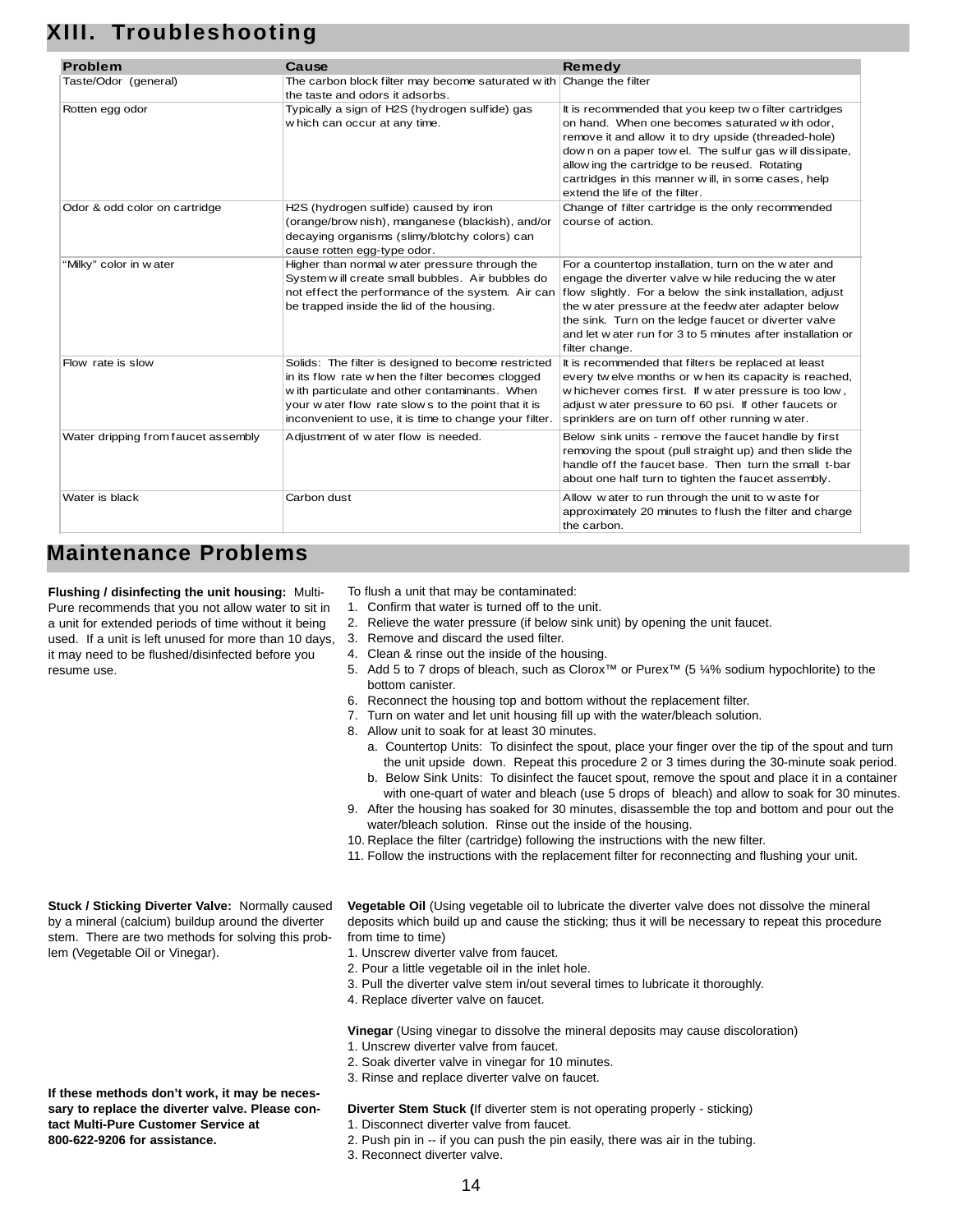# XIII. Troubleshooting

| Problem | Cause | Remedy |
| --- | --- | --- |
| Taste/Odor (general) | The carbon block filter may become saturated with the taste and odors it adsorbs. | Change the filter |
| Rotten egg odor | Typically a sign of $H_2S$ (hydrogen sulfide) gas which can occur at any time. | It is recommended that you keep two filter cartridges on hand. When one becomes saturated with odor, remove it and allow it to dry upside (threaded-hole) down on a paper towel. The sulfur gas will dissipate, allowing the cartridge to be reused. Rotating cartridges in this manner will, in some cases, help extend the life of the filter. |
| Odor & odd color on cartridge | $H_2S$ (hydrogen sulfide) caused by iron (orange/brownish), manganese (blackish), and/or decaying organisms (slimy/blotchy colors) can cause rotten egg-type odor. | Change of filter cartridge is the only recommended course of action. |
| "Milky" color in water | Higher than normal water pressure through the System will create small bubbles. Air bubbles do not effect the performance of the system. Air can be trapped inside the lid of the housing. | For a countertop installation, turn on the water and engage the diverter valve while reducing the water flow slightly. For a below the sink installation, adjust the water pressure at the feedwater adapter below the sink. Turn on the ledge faucet or diverter valve and let water run for 3 to 5 minutes after installation or filter change. |
| Flow rate is slow | Solids: The filter is designed to become restricted in its flow rate when the filter becomes clogged with particulate and other contaminants. When your water flow rate slows to the point that it is inconvenient to use, it is time to change your filter. | It is recommended that filters be replaced at least every twelve months or when its capacity is reached, whichever comes first. If water pressure is too low, adjust water pressure to 60 psi. If other faucets or sprinklers are on turn off other running water. |
| Water dripping from faucet assembly | Adjustment of water flow is needed. | Below sink units - remove the faucet handle by first removing the spout (pull straight up) and then slide the handle off the faucet base. Then turn the small t-bar about one half turn to tighten the faucet assembly. |
| Water is black | Carbon dust | Allow water to run through the unit to waste for approximately 20 minutes to flush the filter and charge the carbon. |

# Maintenance Problems

**Flushing / disinfecting the unit housing:** Multi-Pure recommends that you not allow water to sit in a unit for extended periods of time without it being used. If a unit is left unused for more than 10 days, it may need to be flushed/disinfected before you resume use.

To flush a unit that may be contaminated:

1. Confirm that water is turned off to the unit.
2. Relieve the water pressure (if below sink unit) by opening the unit faucet.
3. Remove and discard the used filter.
4. Clean & rinse out the inside of the housing.
5. Add 5 to 7 drops of bleach, such as Clorox™ or Purex™ (5 ¼% sodium hypochlorite) to the bottom canister.
6. Reconnect the housing top and bottom without the replacement filter.
7. Turn on water and let unit housing fill up with the water/bleach solution.
8. Allow unit to soak for at least 30 minutes.
   a. Countertop Units: To disinfect the spout, place your finger over the tip of the spout and turn the unit upside down. Repeat this procedure 2 or 3 times during the 30-minute soak period.
   b. Below Sink Units: To disinfect the faucet spout, remove the spout and place it in a container with one-quart of water and bleach (use 5 drops of bleach) and allow to soak for 30 minutes.
9. After the housing has soaked for 30 minutes, disassemble the top and bottom and pour out the water/bleach solution. Rinse out the inside of the housing.
10. Replace the filter (cartridge) following the instructions with the new filter.
11. Follow the instructions with the replacement filter for reconnecting and flushing your unit.

**Stuck / Sticking Diverter Valve:** Normally caused by a mineral (calcium) buildup around the diverter stem. There are two methods for solving this problem (Vegetable Oil or Vinegar).

**Vegetable Oil** (Using vegetable oil to lubricate the diverter valve does not dissolve the mineral deposits which build up and cause the sticking; thus it will be necessary to repeat this procedure from time to time)

1. Unscrew diverter valve from faucet.
2. Pour a little vegetable oil in the inlet hole.
3. Pull the diverter valve stem in/out several times to lubricate it thoroughly.
4. Replace diverter valve on faucet.

**Vinegar** (Using vinegar to dissolve the mineral deposits may cause discoloration)

1. Unscrew diverter valve from faucet.
2. Soak diverter valve in vinegar for 10 minutes.
3. Rinse and replace diverter valve on faucet.

**If these methods don't work, it may be necessary to replace the diverter valve. Please contact Multi-Pure Customer Service at 800-622-9206 for assistance.**

**Diverter Stem Stuck (**If diverter stem is not operating properly - sticking)

1. Disconnect diverter valve from faucet.
2. Push pin in -- if you can push the pin easily, there was air in the tubing.
3. Reconnect diverter valve.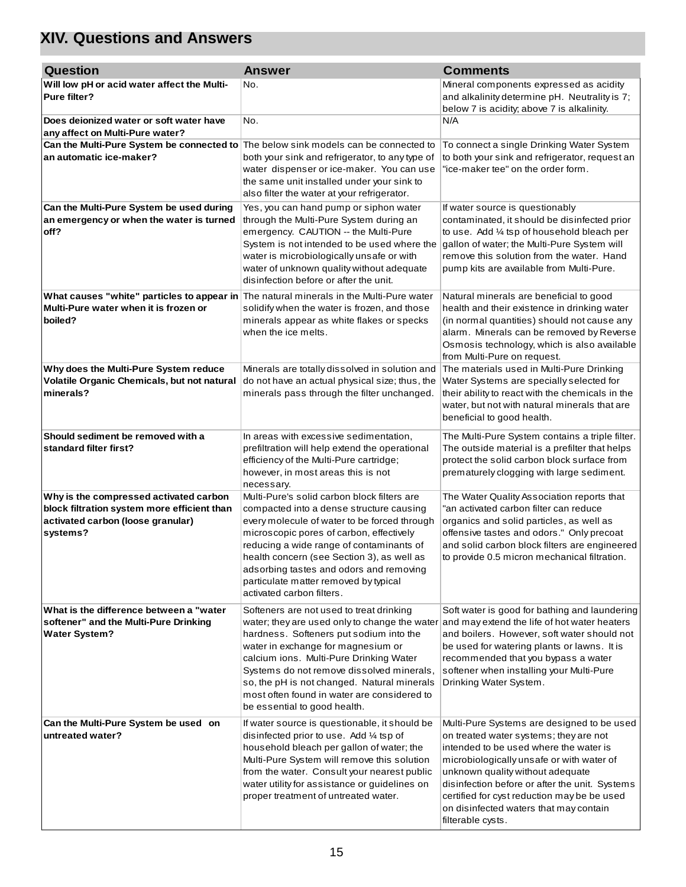## XIV. Questions and Answers

| Question | Answer | Comments |
|---|---|---|
| **Will low pH or acid water affect the Multi-Pure filter?** | No. | Mineral components expressed as acidity and alkalinity determine pH. Neutrality is 7; below 7 is acidity; above 7 is alkalinity. |
| **Does deionized water or soft water have any affect on Multi-Pure water?** | No. | N/A |
| **Can the Multi-Pure System be connected to an automatic ice-maker?** | The below sink models can be connected to both your sink and refrigerator, to any type of water dispenser or ice-maker. You can use the same unit installed under your sink to also filter the water at your refrigerator. | To connect a single Drinking Water System to both your sink and refrigerator, request an "ice-maker tee" on the order form. |
| **Can the Multi-Pure System be used during an emergency or when the water is turned off?** | Yes, you can hand pump or siphon water through the Multi-Pure System during an emergency. CAUTION -- the Multi-Pure System is not intended to be used where the water is microbiologically unsafe or with water of unknown quality without adequate disinfection before or after the unit. | If water source is questionably contaminated, it should be disinfected prior to use. Add ¼ tsp of household bleach per gallon of water; the Multi-Pure System will remove this solution from the water. Hand pump kits are available from Multi-Pure. |
| **What causes "white" particles to appear in Multi-Pure water when it is frozen or boiled?** | The natural minerals in the Multi-Pure water solidify when the water is frozen, and those minerals appear as white flakes or specks when the ice melts. | Natural minerals are beneficial to good health and their existence in drinking water (in normal quantities) should not cause any alarm. Minerals can be removed by Reverse Osmosis technology, which is also available from Multi-Pure on request. |
| **Why does the Multi-Pure System reduce Volatile Organic Chemicals, but not natural minerals?** | Minerals are totally dissolved in solution and do not have an actual physical size; thus, the minerals pass through the filter unchanged. | The materials used in Multi-Pure Drinking Water Systems are specially selected for their ability to react with the chemicals in the water, but not with natural minerals that are beneficial to good health. |
| **Should sediment be removed with a standard filter first?** | In areas with excessive sedimentation, prefiltration will help extend the operational efficiency of the Multi-Pure cartridge; however, in most areas this is not necessary. | The Multi-Pure System contains a triple filter. The outside material is a prefilter that helps protect the solid carbon block surface from prematurely clogging with large sediment. |
| **Why is the compressed activated carbon block filtration system more efficient than activated carbon (loose granular) systems?** | Multi-Pure's solid carbon block filters are compacted into a dense structure causing every molecule of water to be forced through microscopic pores of carbon, effectively reducing a wide range of contaminants of health concern (see Section 3), as well as adsorbing tastes and odors and removing particulate matter removed by typical activated carbon filters. | The Water Quality Association reports that "an activated carbon filter can reduce organics and solid particles, as well as offensive tastes and odors." Only precoat and solid carbon block filters are engineered to provide 0.5 micron mechanical filtration. |
| **What is the difference between a "water softener" and the Multi-Pure Drinking Water System?** | Softeners are not used to treat drinking water; they are used only to change the water hardness. Softeners put sodium into the water in exchange for magnesium or calcium ions. Multi-Pure Drinking Water Systems do not remove dissolved minerals, so, the pH is not changed. Natural minerals most often found in water are considered to be essential to good health. | Soft water is good for bathing and laundering and may extend the life of hot water heaters and boilers. However, soft water should not be used for watering plants or lawns. It is recommended that you bypass a water softener when installing your Multi-Pure Drinking Water System. |
| **Can the Multi-Pure System be used on untreated water?** | If water source is questionable, it should be disinfected prior to use. Add ¼ tsp of household bleach per gallon of water; the Multi-Pure System will remove this solution from the water. Consult your nearest public water utility for assistance or guidelines on proper treatment of untreated water. | Multi-Pure Systems are designed to be used on treated water systems; they are not intended to be used where the water is microbiologically unsafe or with water of unknown quality without adequate disinfection before or after the unit. Systems certified for cyst reduction may be be used on disinfected waters that may contain filterable cysts. |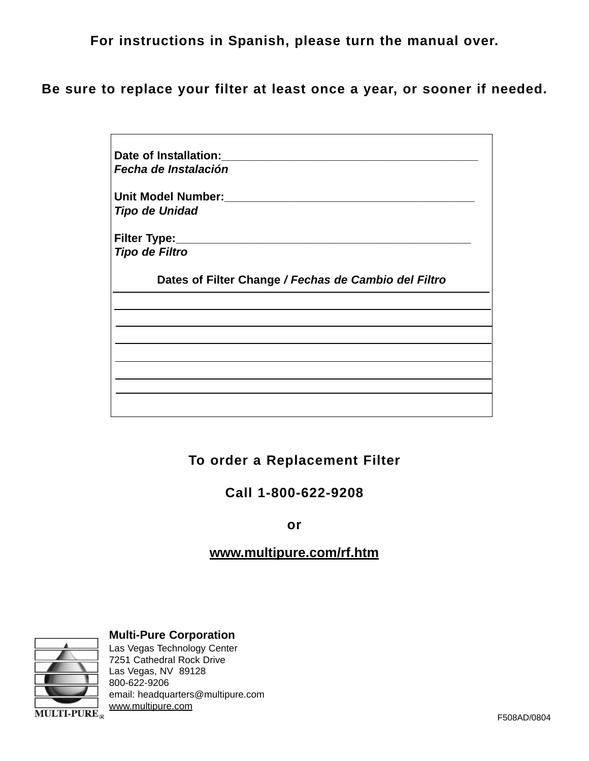**For instructions in Spanish, please turn the manual over.**

**Be sure to replace your filter at least once a year, or sooner if needed.**

**Date of Installation:**________________________________________
***Fecha de Instalación***

**Unit Model Number:**________________________________________
***Tipo de Unidad***

**Filter Type:**________________________________________
***Tipo de Filtro***

**Dates of Filter Change / *Fechas de Cambio del Filtro***

________________________________________

________________________________________

________________________________________

________________________________________

________________________________________

________________________________________

________________________________________

**To order a Replacement Filter**

**Call 1-800-622-9208**

**or**

**www.multipure.com/rf.htm**

MULTI-PURE®

**Multi-Pure Corporation**
Las Vegas Technology Center
7251 Cathedral Rock Drive
Las Vegas, NV 89128
800-622-9206
email: headquarters@multipure.com
www.multipure.com

F508AD/0804